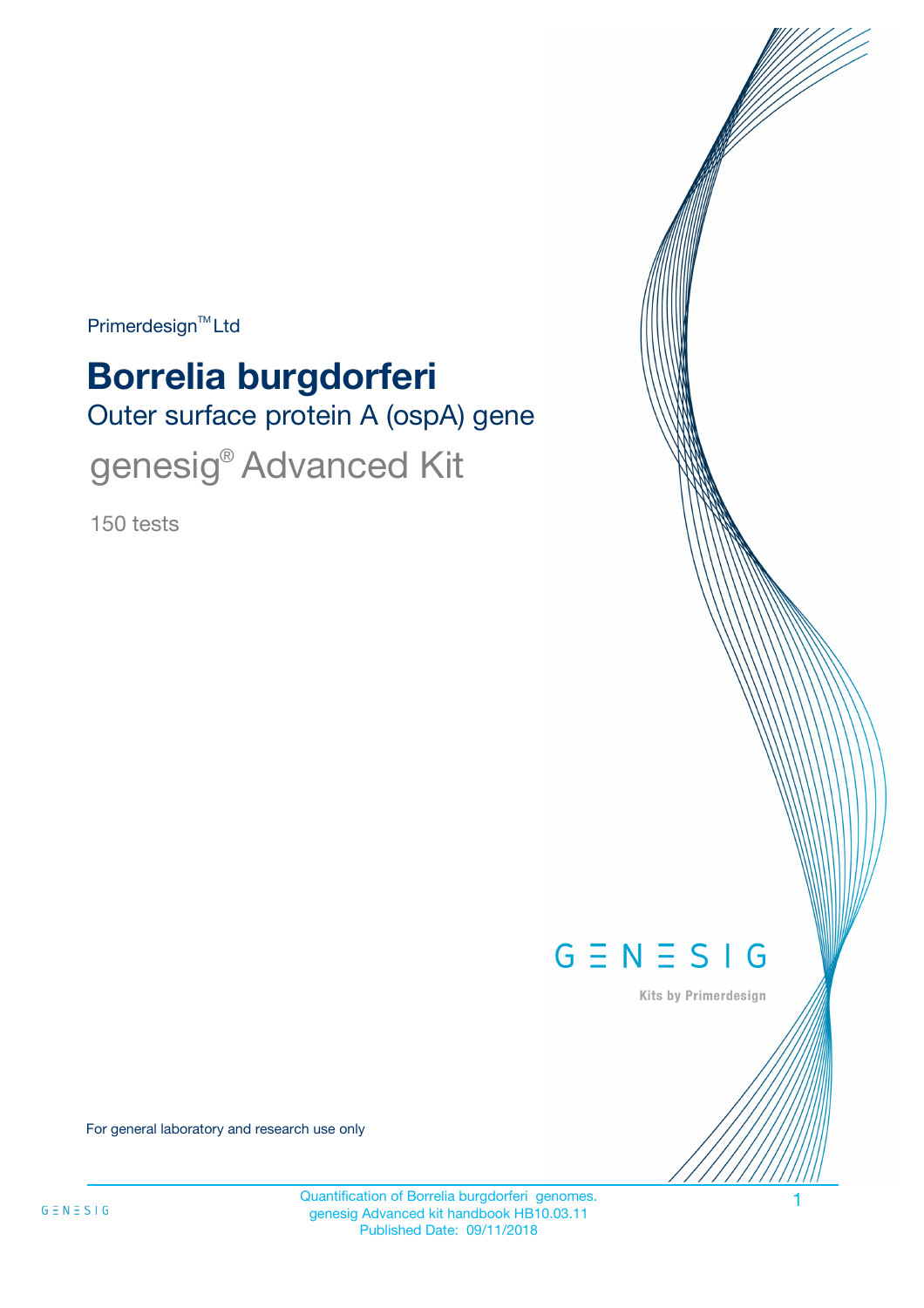Primerdesign™ Ltd

# Borrelia burgdorferi

## Outer surface protein A (ospA) gene

## genesig® Advanced Kit

150 tests

GENESIG

Kits by Primerdesign

For general laboratory and research use only

Quantification of Borrelia burgdorferi genomes.
genesig Advanced kit handbook HB10.03.11
Published Date: 09/11/2018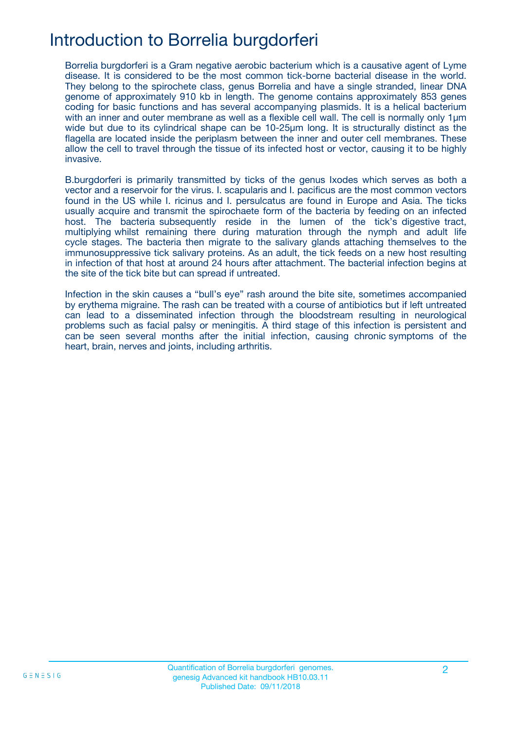# Introduction to Borrelia burgdorferi

Borrelia burgdorferi is a Gram negative aerobic bacterium which is a causative agent of Lyme disease. It is considered to be the most common tick-borne bacterial disease in the world. They belong to the spirochete class, genus Borrelia and have a single stranded, linear DNA genome of approximately 910 kb in length. The genome contains approximately 853 genes coding for basic functions and has several accompanying plasmids. It is a helical bacterium with an inner and outer membrane as well as a flexible cell wall. The cell is normally only 1µm wide but due to its cylindrical shape can be 10-25µm long. It is structurally distinct as the flagella are located inside the periplasm between the inner and outer cell membranes. These allow the cell to travel through the tissue of its infected host or vector, causing it to be highly invasive.

B.burgdorferi is primarily transmitted by ticks of the genus Ixodes which serves as both a vector and a reservoir for the virus. I. scapularis and I. pacificus are the most common vectors found in the US while I. ricinus and I. persulcatus are found in Europe and Asia. The ticks usually acquire and transmit the spirochaete form of the bacteria by feeding on an infected host. The bacteria subsequently reside in the lumen of the tick's digestive tract, multiplying whilst remaining there during maturation through the nymph and adult life cycle stages. The bacteria then migrate to the salivary glands attaching themselves to the immunosuppressive tick salivary proteins. As an adult, the tick feeds on a new host resulting in infection of that host at around 24 hours after attachment. The bacterial infection begins at the site of the tick bite but can spread if untreated.

Infection in the skin causes a "bull's eye" rash around the bite site, sometimes accompanied by erythema migraine. The rash can be treated with a course of antibiotics but if left untreated can lead to a disseminated infection through the bloodstream resulting in neurological problems such as facial palsy or meningitis. A third stage of this infection is persistent and can be seen several months after the initial infection, causing chronic symptoms of the heart, brain, nerves and joints, including arthritis.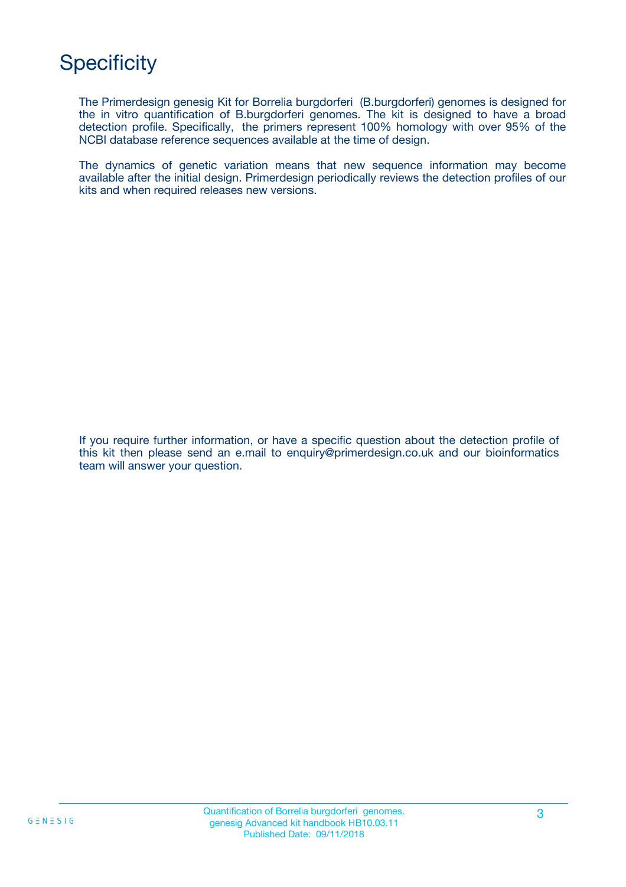# Specificity

The Primerdesign genesig Kit for Borrelia burgdorferi (B.burgdorferi) genomes is designed for the in vitro quantification of B.burgdorferi genomes. The kit is designed to have a broad detection profile. Specifically, the primers represent 100% homology with over 95% of the NCBI database reference sequences available at the time of design.

The dynamics of genetic variation means that new sequence information may become available after the initial design. Primerdesign periodically reviews the detection profiles of our kits and when required releases new versions.

If you require further information, or have a specific question about the detection profile of this kit then please send an e.mail to enquiry@primerdesign.co.uk and our bioinformatics team will answer your question.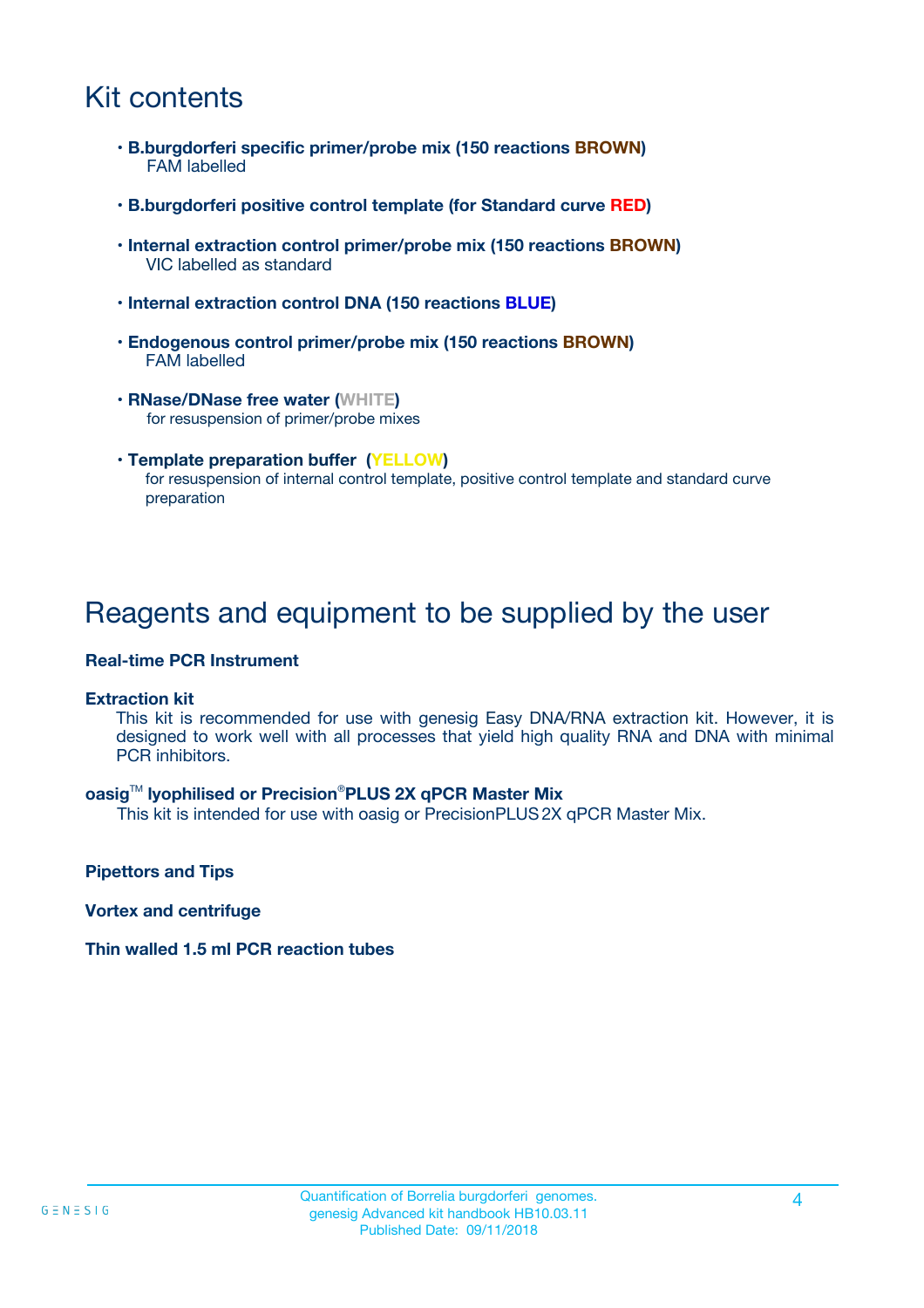# Kit contents

- **B.burgdorferi specific primer/probe mix (150 reactions BROWN)**
  FAM labelled

- **B.burgdorferi positive control template (for Standard curve RED)**

- **Internal extraction control primer/probe mix (150 reactions BROWN)**
  VIC labelled as standard

- **Internal extraction control DNA (150 reactions BLUE)**

- **Endogenous control primer/probe mix (150 reactions BROWN)**
  FAM labelled

- **RNase/DNase free water (WHITE)**
  for resuspension of primer/probe mixes

- **Template preparation buffer (YELLOW)**
  for resuspension of internal control template, positive control template and standard curve preparation

# Reagents and equipment to be supplied by the user

**Real-time PCR Instrument**

**Extraction kit**

This kit is recommended for use with genesig Easy DNA/RNA extraction kit. However, it is designed to work well with all processes that yield high quality RNA and DNA with minimal PCR inhibitors.

**oasig™ lyophilised or Precision®PLUS 2X qPCR Master Mix**

This kit is intended for use with oasig or PrecisionPLUS 2X qPCR Master Mix.

**Pipettors and Tips**

**Vortex and centrifuge**

**Thin walled 1.5 ml PCR reaction tubes**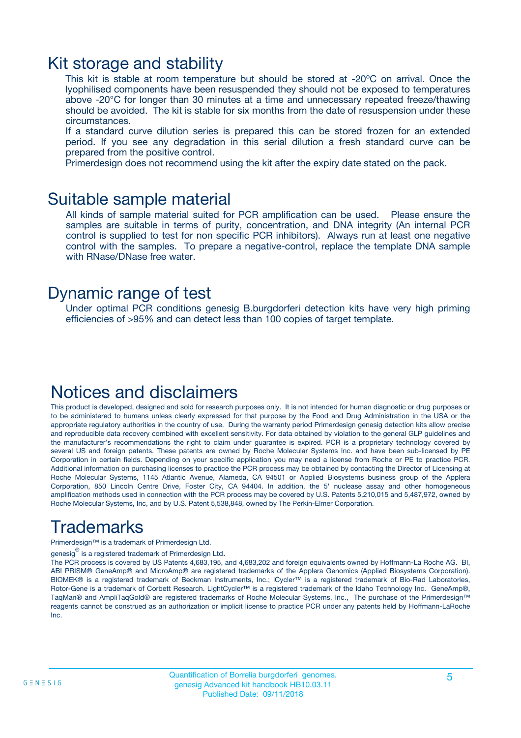# Kit storage and stability

This kit is stable at room temperature but should be stored at -20ºC on arrival. Once the lyophilised components have been resuspended they should not be exposed to temperatures above -20°C for longer than 30 minutes at a time and unnecessary repeated freeze/thawing should be avoided. The kit is stable for six months from the date of resuspension under these circumstances.

If a standard curve dilution series is prepared this can be stored frozen for an extended period. If you see any degradation in this serial dilution a fresh standard curve can be prepared from the positive control.

Primerdesign does not recommend using the kit after the expiry date stated on the pack.

# Suitable sample material

All kinds of sample material suited for PCR amplification can be used. Please ensure the samples are suitable in terms of purity, concentration, and DNA integrity (An internal PCR control is supplied to test for non specific PCR inhibitors). Always run at least one negative control with the samples. To prepare a negative-control, replace the template DNA sample with RNase/DNase free water.

# Dynamic range of test

Under optimal PCR conditions genesig B.burgdorferi detection kits have very high priming efficiencies of >95% and can detect less than 100 copies of target template.

# Notices and disclaimers

This product is developed, designed and sold for research purposes only. It is not intended for human diagnostic or drug purposes or to be administered to humans unless clearly expressed for that purpose by the Food and Drug Administration in the USA or the appropriate regulatory authorities in the country of use. During the warranty period Primerdesign genesig detection kits allow precise and reproducible data recovery combined with excellent sensitivity. For data obtained by violation to the general GLP guidelines and the manufacturer's recommendations the right to claim under guarantee is expired. PCR is a proprietary technology covered by several US and foreign patents. These patents are owned by Roche Molecular Systems Inc. and have been sub-licensed by PE Corporation in certain fields. Depending on your specific application you may need a license from Roche or PE to practice PCR. Additional information on purchasing licenses to practice the PCR process may be obtained by contacting the Director of Licensing at Roche Molecular Systems, 1145 Atlantic Avenue, Alameda, CA 94501 or Applied Biosystems business group of the Applera Corporation, 850 Lincoln Centre Drive, Foster City, CA 94404. In addition, the 5' nuclease assay and other homogeneous amplification methods used in connection with the PCR process may be covered by U.S. Patents 5,210,015 and 5,487,972, owned by Roche Molecular Systems, Inc, and by U.S. Patent 5,538,848, owned by The Perkin-Elmer Corporation.

# Trademarks

Primerdesign™ is a trademark of Primerdesign Ltd.

genesig® is a registered trademark of Primerdesign Ltd.

The PCR process is covered by US Patents 4,683,195, and 4,683,202 and foreign equivalents owned by Hoffmann-La Roche AG. BI, ABI PRISM® GeneAmp® and MicroAmp® are registered trademarks of the Applera Genomics (Applied Biosystems Corporation). BIOMEK® is a registered trademark of Beckman Instruments, Inc.; iCycler™ is a registered trademark of Bio-Rad Laboratories, Rotor-Gene is a trademark of Corbett Research. LightCycler™ is a registered trademark of the Idaho Technology Inc. GeneAmp®, TaqMan® and AmpliTaqGold® are registered trademarks of Roche Molecular Systems, Inc., The purchase of the Primerdesign™ reagents cannot be construed as an authorization or implicit license to practice PCR under any patents held by Hoffmann-LaRoche Inc.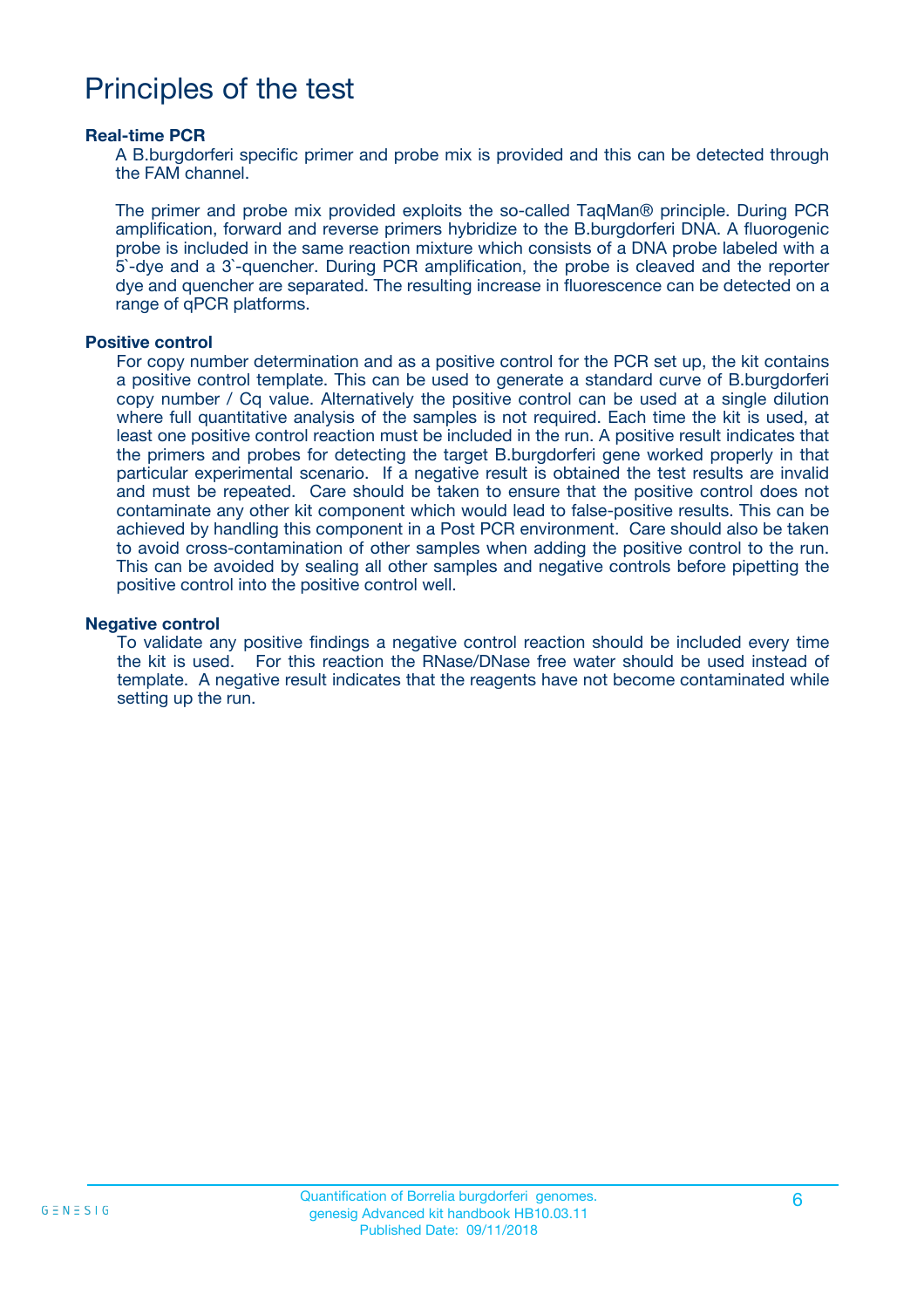# Principles of the test

### Real-time PCR

A B.burgdorferi specific primer and probe mix is provided and this can be detected through the FAM channel.

The primer and probe mix provided exploits the so-called TaqMan® principle. During PCR amplification, forward and reverse primers hybridize to the B.burgdorferi DNA. A fluorogenic probe is included in the same reaction mixture which consists of a DNA probe labeled with a 5`-dye and a 3`-quencher. During PCR amplification, the probe is cleaved and the reporter dye and quencher are separated. The resulting increase in fluorescence can be detected on a range of qPCR platforms.

### Positive control

For copy number determination and as a positive control for the PCR set up, the kit contains a positive control template. This can be used to generate a standard curve of B.burgdorferi copy number / Cq value. Alternatively the positive control can be used at a single dilution where full quantitative analysis of the samples is not required. Each time the kit is used, at least one positive control reaction must be included in the run. A positive result indicates that the primers and probes for detecting the target B.burgdorferi gene worked properly in that particular experimental scenario. If a negative result is obtained the test results are invalid and must be repeated. Care should be taken to ensure that the positive control does not contaminate any other kit component which would lead to false-positive results. This can be achieved by handling this component in a Post PCR environment. Care should also be taken to avoid cross-contamination of other samples when adding the positive control to the run. This can be avoided by sealing all other samples and negative controls before pipetting the positive control into the positive control well.

### Negative control

To validate any positive findings a negative control reaction should be included every time the kit is used. For this reaction the RNase/DNase free water should be used instead of template. A negative result indicates that the reagents have not become contaminated while setting up the run.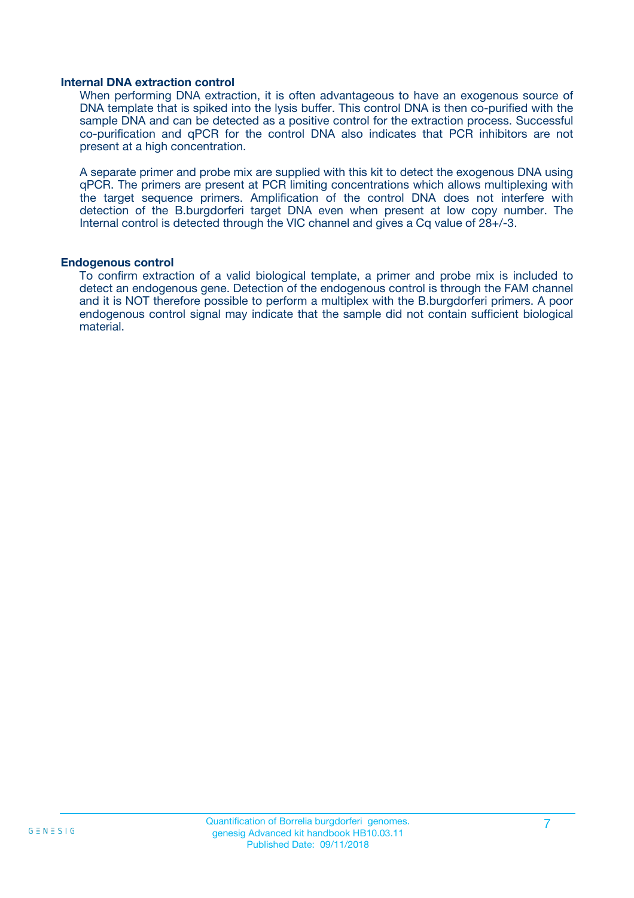### Internal DNA extraction control

When performing DNA extraction, it is often advantageous to have an exogenous source of DNA template that is spiked into the lysis buffer. This control DNA is then co-purified with the sample DNA and can be detected as a positive control for the extraction process. Successful co-purification and qPCR for the control DNA also indicates that PCR inhibitors are not present at a high concentration.

A separate primer and probe mix are supplied with this kit to detect the exogenous DNA using qPCR. The primers are present at PCR limiting concentrations which allows multiplexing with the target sequence primers. Amplification of the control DNA does not interfere with detection of the B.burgdorferi target DNA even when present at low copy number. The Internal control is detected through the VIC channel and gives a Cq value of 28+/-3.

### Endogenous control

To confirm extraction of a valid biological template, a primer and probe mix is included to detect an endogenous gene. Detection of the endogenous control is through the FAM channel and it is NOT therefore possible to perform a multiplex with the B.burgdorferi primers. A poor endogenous control signal may indicate that the sample did not contain sufficient biological material.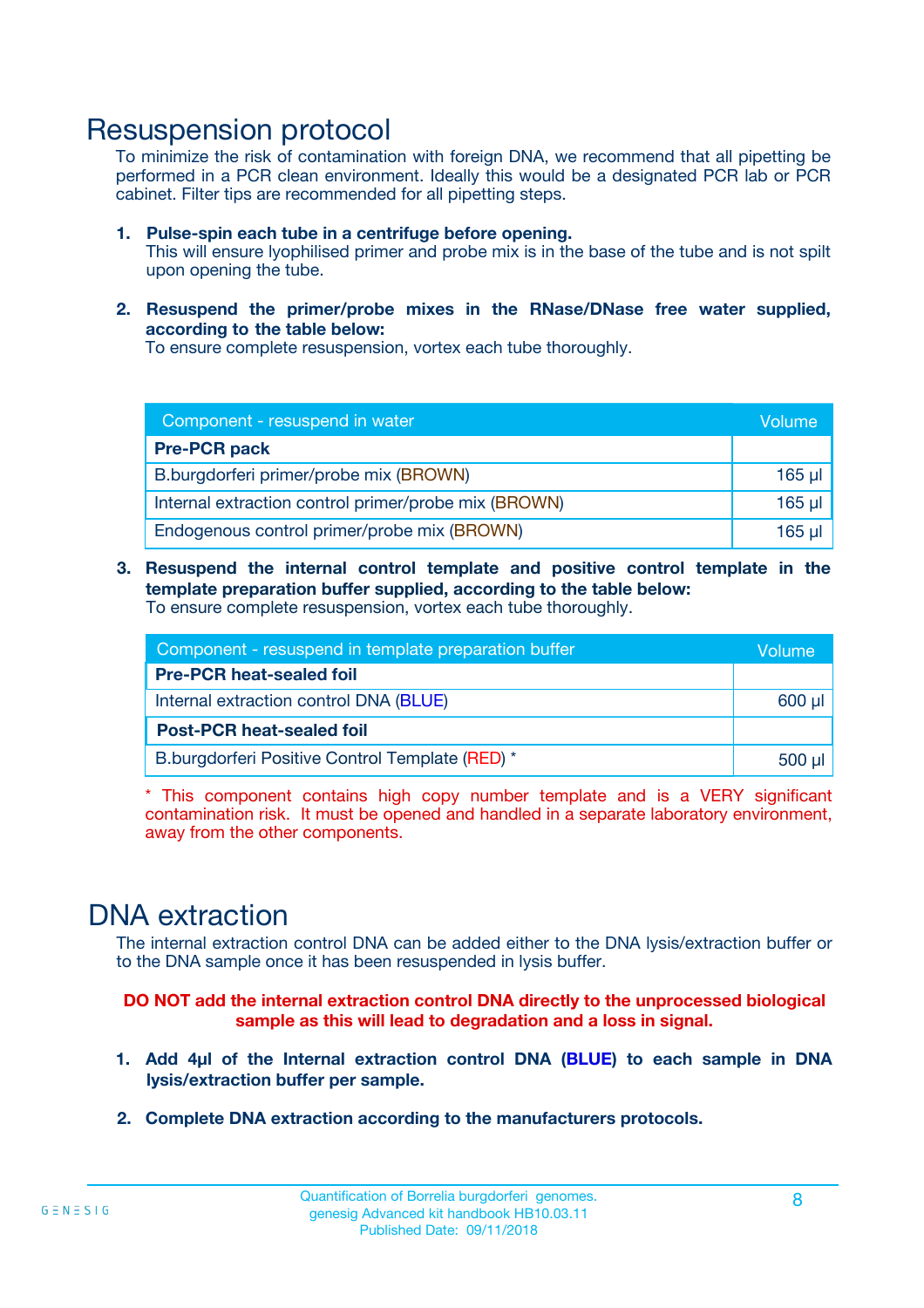# Resuspension protocol

To minimize the risk of contamination with foreign DNA, we recommend that all pipetting be performed in a PCR clean environment. Ideally this would be a designated PCR lab or PCR cabinet. Filter tips are recommended for all pipetting steps.

1. **Pulse-spin each tube in a centrifuge before opening.**
   This will ensure lyophilised primer and probe mix is in the base of the tube and is not spilt upon opening the tube.

2. **Resuspend the primer/probe mixes in the RNase/DNase free water supplied, according to the table below:**
   To ensure complete resuspension, vortex each tube thoroughly.

| Component - resuspend in water | Volume |
|---|---|
| **Pre-PCR pack** | |
| B.burgdorferi primer/probe mix (BROWN) | 165 µl |
| Internal extraction control primer/probe mix (BROWN) | 165 µl |
| Endogenous control primer/probe mix (BROWN) | 165 µl |

3. **Resuspend the internal control template and positive control template in the template preparation buffer supplied, according to the table below:**
   To ensure complete resuspension, vortex each tube thoroughly.

| Component - resuspend in template preparation buffer | Volume |
|---|---|
| **Pre-PCR heat-sealed foil** | |
| Internal extraction control DNA (BLUE) | 600 µl |
| **Post-PCR heat-sealed foil** | |
| B.burgdorferi Positive Control Template (RED) * | 500 µl |

* This component contains high copy number template and is a VERY significant contamination risk. It must be opened and handled in a separate laboratory environment, away from the other components.

# DNA extraction

The internal extraction control DNA can be added either to the DNA lysis/extraction buffer or to the DNA sample once it has been resuspended in lysis buffer.

**DO NOT add the internal extraction control DNA directly to the unprocessed biological sample as this will lead to degradation and a loss in signal.**

1. **Add 4µl of the Internal extraction control DNA (BLUE) to each sample in DNA lysis/extraction buffer per sample.**

2. **Complete DNA extraction according to the manufacturers protocols.**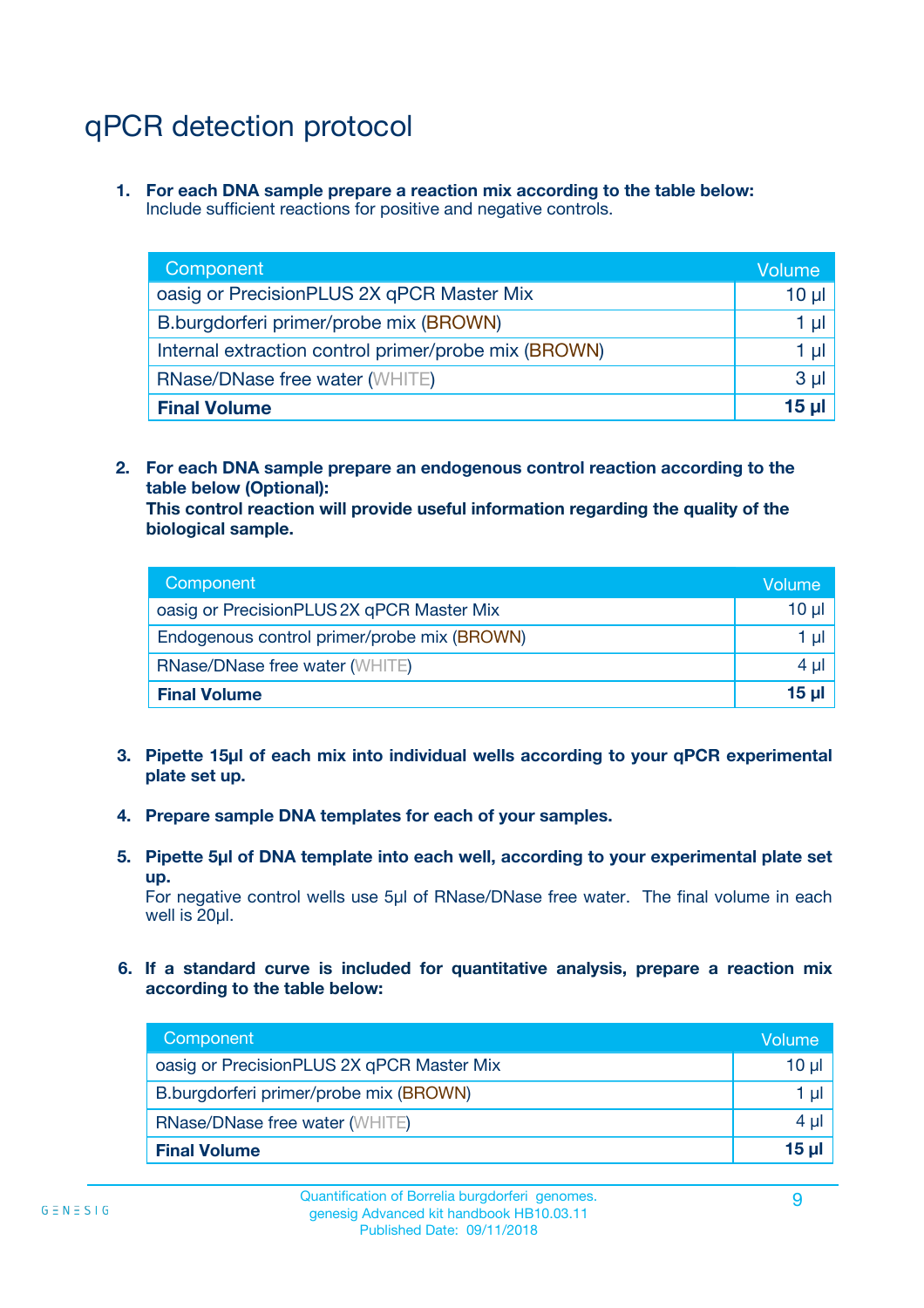# qPCR detection protocol

1. **For each DNA sample prepare a reaction mix according to the table below:**
   Include sufficient reactions for positive and negative controls.

| Component | Volume |
|---|---|
| oasig or PrecisionPLUS 2X qPCR Master Mix | 10 µl |
| B.burgdorferi primer/probe mix (BROWN) | 1 µl |
| Internal extraction control primer/probe mix (BROWN) | 1 µl |
| RNase/DNase free water (WHITE) | 3 µl |
| **Final Volume** | **15 µl** |

2. **For each DNA sample prepare an endogenous control reaction according to the table below (Optional):**
   **This control reaction will provide useful information regarding the quality of the biological sample.**

| Component | Volume |
|---|---|
| oasig or PrecisionPLUS 2X qPCR Master Mix | 10 µl |
| Endogenous control primer/probe mix (BROWN) | 1 µl |
| RNase/DNase free water (WHITE) | 4 µl |
| **Final Volume** | **15 µl** |

3. **Pipette 15µl of each mix into individual wells according to your qPCR experimental plate set up.**

4. **Prepare sample DNA templates for each of your samples.**

5. **Pipette 5µl of DNA template into each well, according to your experimental plate set up.**
   For negative control wells use 5µl of RNase/DNase free water. The final volume in each well is 20µl.

6. **If a standard curve is included for quantitative analysis, prepare a reaction mix according to the table below:**

| Component | Volume |
|---|---|
| oasig or PrecisionPLUS 2X qPCR Master Mix | 10 µl |
| B.burgdorferi primer/probe mix (BROWN) | 1 µl |
| RNase/DNase free water (WHITE) | 4 µl |
| **Final Volume** | **15 µl** |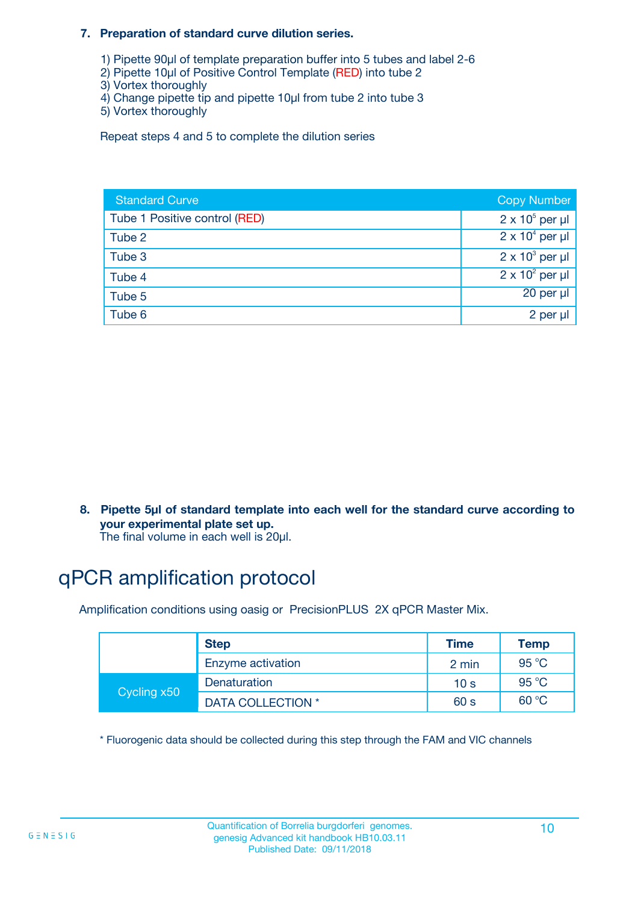**7. Preparation of standard curve dilution series.**

1) Pipette 90µl of template preparation buffer into 5 tubes and label 2-6
2) Pipette 10µl of Positive Control Template (RED) into tube 2
3) Vortex thoroughly
4) Change pipette tip and pipette 10µl from tube 2 into tube 3
5) Vortex thoroughly

Repeat steps 4 and 5 to complete the dilution series

| Standard Curve | Copy Number |
|---|---|
| Tube 1 Positive control (RED) | $2 \times 10^5$ per µl |
| Tube 2 | $2 \times 10^4$ per µl |
| Tube 3 | $2 \times 10^3$ per µl |
| Tube 4 | $2 \times 10^2$ per µl |
| Tube 5 | 20 per µl |
| Tube 6 | 2 per µl |

**8. Pipette 5µl of standard template into each well for the standard curve according to your experimental plate set up.**
The final volume in each well is 20µl.

# qPCR amplification protocol

Amplification conditions using oasig or PrecisionPLUS 2X qPCR Master Mix.

| | Step | Time | Temp |
|---|---|---|---|
| | Enzyme activation | 2 min | 95 °C |
| Cycling x50 | Denaturation | 10 s | 95 °C |
| | DATA COLLECTION * | 60 s | 60 °C |

* Fluorogenic data should be collected during this step through the FAM and VIC channels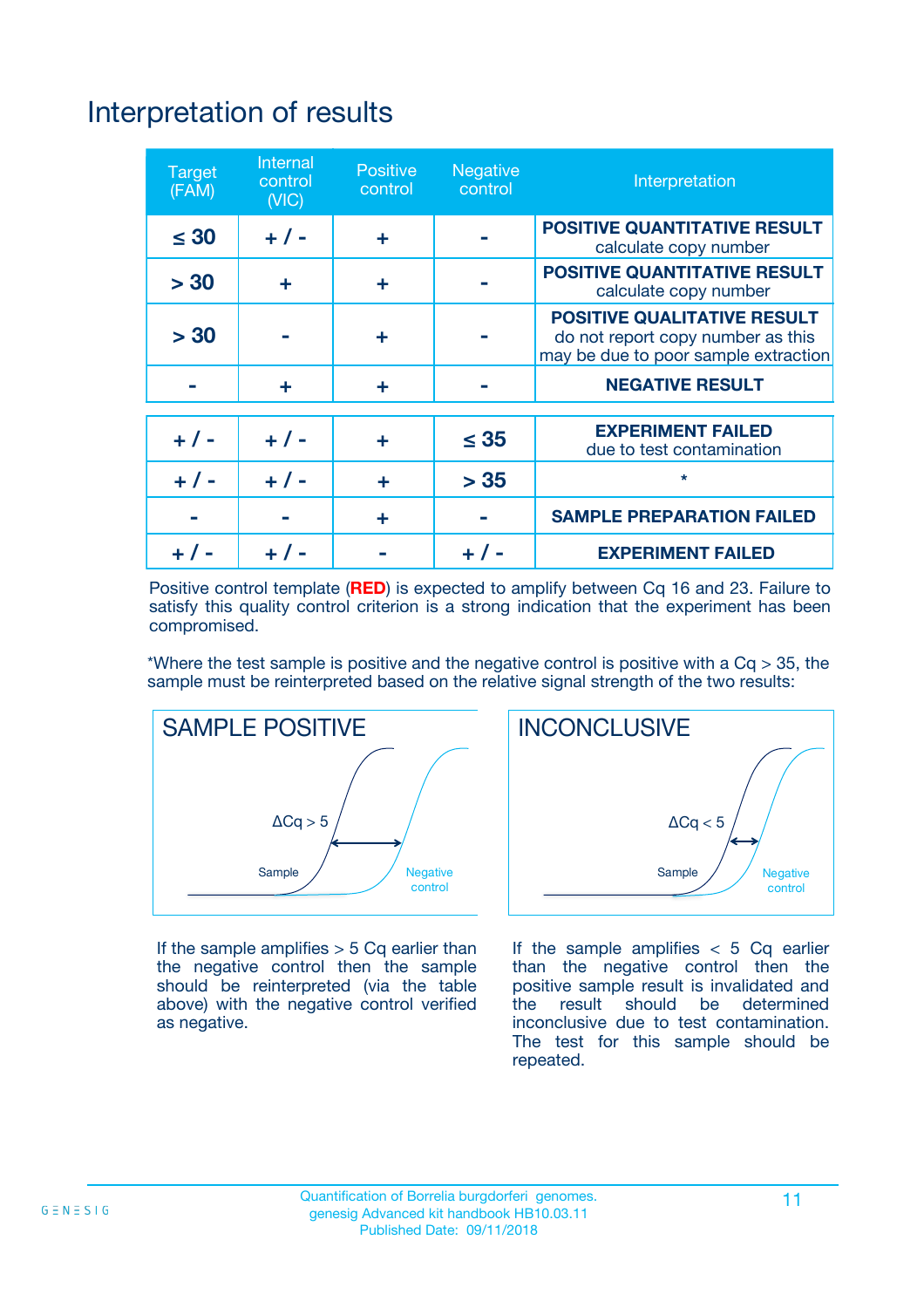# Interpretation of results

| Target (FAM) | Internal control (VIC) | Positive control | Negative control | Interpretation |
|---|---|---|---|---|
| ≤ 30 | + / - | + | - | **POSITIVE QUANTITATIVE RESULT** calculate copy number |
| > 30 | + | + | - | **POSITIVE QUANTITATIVE RESULT** calculate copy number |
| > 30 | - | + | - | **POSITIVE QUALITATIVE RESULT** do not report copy number as this may be due to poor sample extraction |
| - | + | + | - | **NEGATIVE RESULT** |
| + / - | + / - | + | ≤ 35 | **EXPERIMENT FAILED** due to test contamination |
| + / - | + / - | + | > 35 | * |
| - | - | + | - | **SAMPLE PREPARATION FAILED** |
| + / - | + / - | - | + / - | **EXPERIMENT FAILED** |

Positive control template (**RED**) is expected to amplify between Cq 16 and 23. Failure to satisfy this quality control criterion is a strong indication that the experiment has been compromised.

*Where the test sample is positive and the negative control is positive with a Cq > 35, the sample must be reinterpreted based on the relative signal strength of the two results:

**SAMPLE POSITIVE**

ΔCq > 5

Sample — Negative control

If the sample amplifies > 5 Cq earlier than the negative control then the sample should be reinterpreted (via the table above) with the negative control verified as negative.

**INCONCLUSIVE**

ΔCq < 5

Sample — Negative control

If the sample amplifies < 5 Cq earlier than the negative control then the positive sample result is invalidated and the result should be determined inconclusive due to test contamination. The test for this sample should be repeated.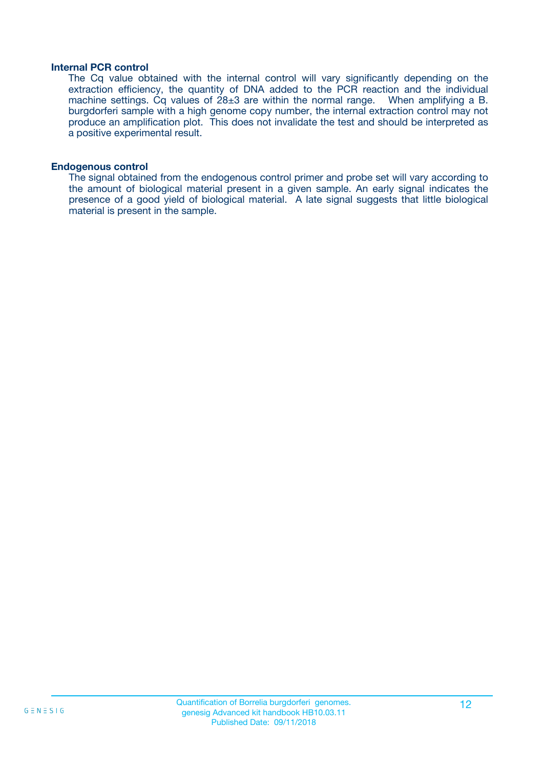### Internal PCR control

The Cq value obtained with the internal control will vary significantly depending on the extraction efficiency, the quantity of DNA added to the PCR reaction and the individual machine settings. Cq values of 28±3 are within the normal range. When amplifying a B. burgdorferi sample with a high genome copy number, the internal extraction control may not produce an amplification plot. This does not invalidate the test and should be interpreted as a positive experimental result.

### Endogenous control

The signal obtained from the endogenous control primer and probe set will vary according to the amount of biological material present in a given sample. An early signal indicates the presence of a good yield of biological material. A late signal suggests that little biological material is present in the sample.